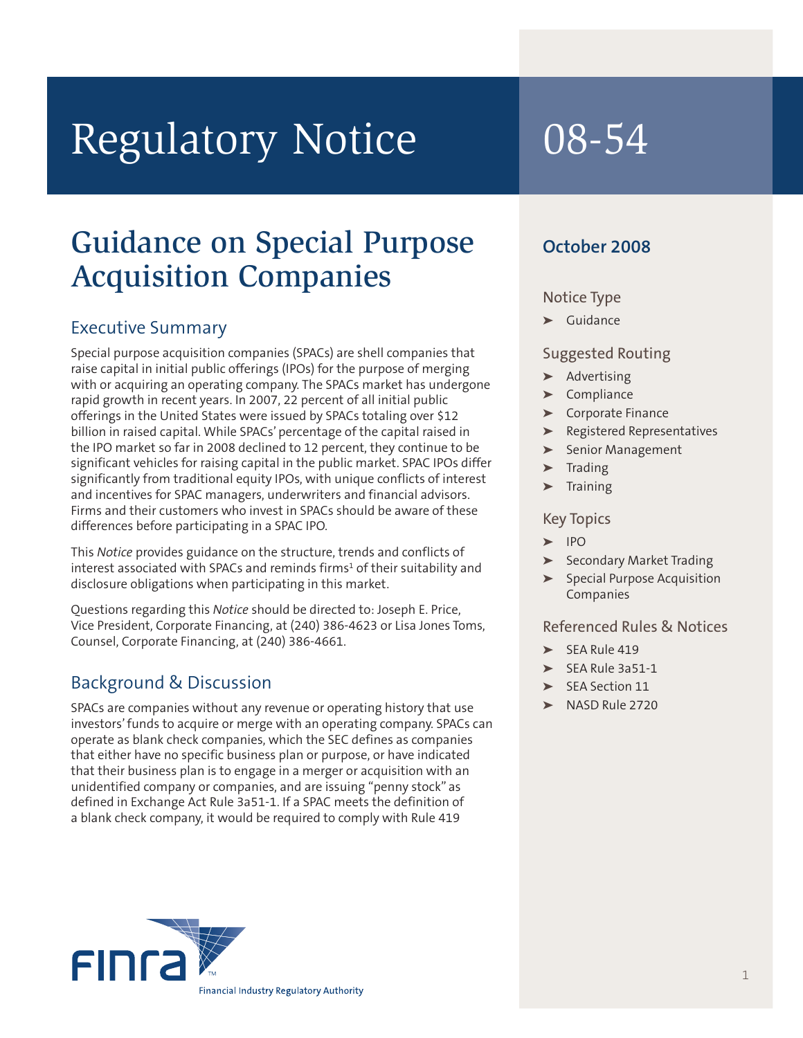# Regulatory Notice 08-54

## Guidance on Special Purpose Acquisition Companies

**October 2008**

**Notice Type**

- Guidance

**Suggested Routing**

- Advertising
- Compliance
- Corporate Finance
- Registered Representatives
- Senior Management
- Trading
- Training

**Key Topics**

- IPO
- Secondary Market Trading
- Special Purpose Acquisition Companies

**Referenced Rules & Notices**

- SEA Rule 419
- SEA Rule 3a51-1
- SEA Section 11
- NASD Rule 2720

### Executive Summary

Special purpose acquisition companies (SPACs) are shell companies that raise capital in initial public offerings (IPOs) for the purpose of merging with or acquiring an operating company. The SPACs market has undergone rapid growth in recent years. In 2007, 22 percent of all initial public offerings in the United States were issued by SPACs totaling over $12 billion in raised capital. While SPACs' percentage of the capital raised in the IPO market so far in 2008 declined to 12 percent, they continue to be significant vehicles for raising capital in the public market. SPAC IPOs differ significantly from traditional equity IPOs, with unique conflicts of interest and incentives for SPAC managers, underwriters and financial advisors. Firms and their customers who invest in SPACs should be aware of these differences before participating in a SPAC IPO.

This *Notice* provides guidance on the structure, trends and conflicts of interest associated with SPACs and reminds firms[1] of their suitability and disclosure obligations when participating in this market.

Questions regarding this *Notice* should be directed to: Joseph E. Price, Vice President, Corporate Financing, at (240) 386-4623 or Lisa Jones Toms, Counsel, Corporate Financing, at (240) 386-4661.

### Background & Discussion

SPACs are companies without any revenue or operating history that use investors' funds to acquire or merge with an operating company. SPACs can operate as blank check companies, which the SEC defines as companies that either have no specific business plan or purpose, or have indicated that their business plan is to engage in a merger or acquisition with an unidentified company or companies, and are issuing "penny stock" as defined in Exchange Act Rule 3a51-1. If a SPAC meets the definition of a blank check company, it would be required to comply with Rule 419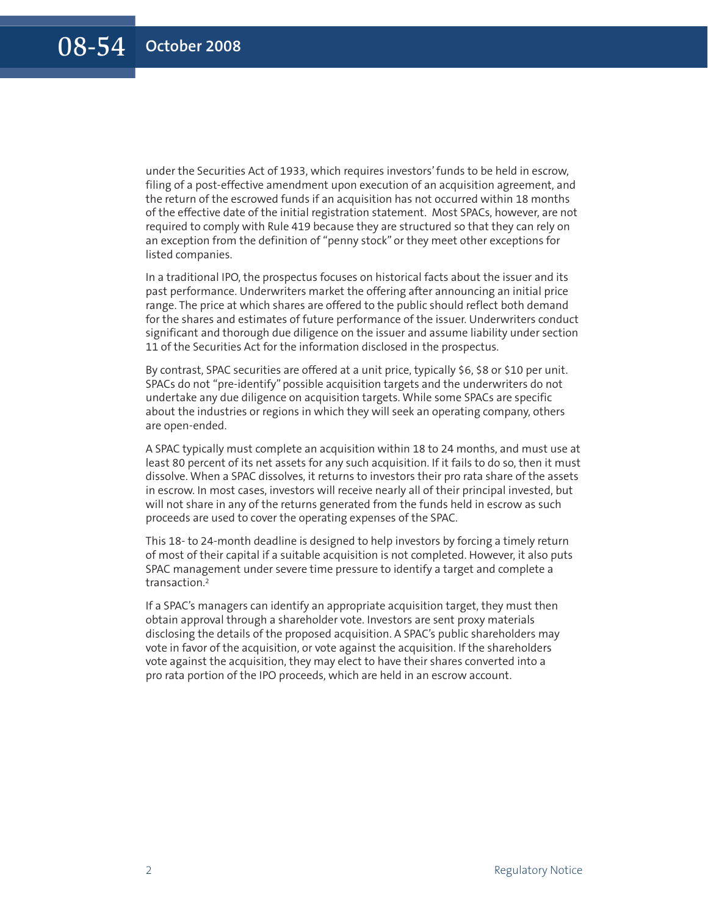under the Securities Act of 1933, which requires investors' funds to be held in escrow, filing of a post-effective amendment upon execution of an acquisition agreement, and the return of the escrowed funds if an acquisition has not occurred within 18 months of the effective date of the initial registration statement. Most SPACs, however, are not required to comply with Rule 419 because they are structured so that they can rely on an exception from the definition of "penny stock" or they meet other exceptions for listed companies.

In a traditional IPO, the prospectus focuses on historical facts about the issuer and its past performance. Underwriters market the offering after announcing an initial price range. The price at which shares are offered to the public should reflect both demand for the shares and estimates of future performance of the issuer. Underwriters conduct significant and thorough due diligence on the issuer and assume liability under section 11 of the Securities Act for the information disclosed in the prospectus.

By contrast, SPAC securities are offered at a unit price, typically $6, $8 or $10 per unit. SPACs do not "pre-identify" possible acquisition targets and the underwriters do not undertake any due diligence on acquisition targets. While some SPACs are specific about the industries or regions in which they will seek an operating company, others are open-ended.

A SPAC typically must complete an acquisition within 18 to 24 months, and must use at least 80 percent of its net assets for any such acquisition. If it fails to do so, then it must dissolve. When a SPAC dissolves, it returns to investors their pro rata share of the assets in escrow. In most cases, investors will receive nearly all of their principal invested, but will not share in any of the returns generated from the funds held in escrow as such proceeds are used to cover the operating expenses of the SPAC.

This 18- to 24-month deadline is designed to help investors by forcing a timely return of most of their capital if a suitable acquisition is not completed. However, it also puts SPAC management under severe time pressure to identify a target and complete a transaction.[2]

If a SPAC's managers can identify an appropriate acquisition target, they must then obtain approval through a shareholder vote. Investors are sent proxy materials disclosing the details of the proposed acquisition. A SPAC's public shareholders may vote in favor of the acquisition, or vote against the acquisition. If the shareholders vote against the acquisition, they may elect to have their shares converted into a pro rata portion of the IPO proceeds, which are held in an escrow account.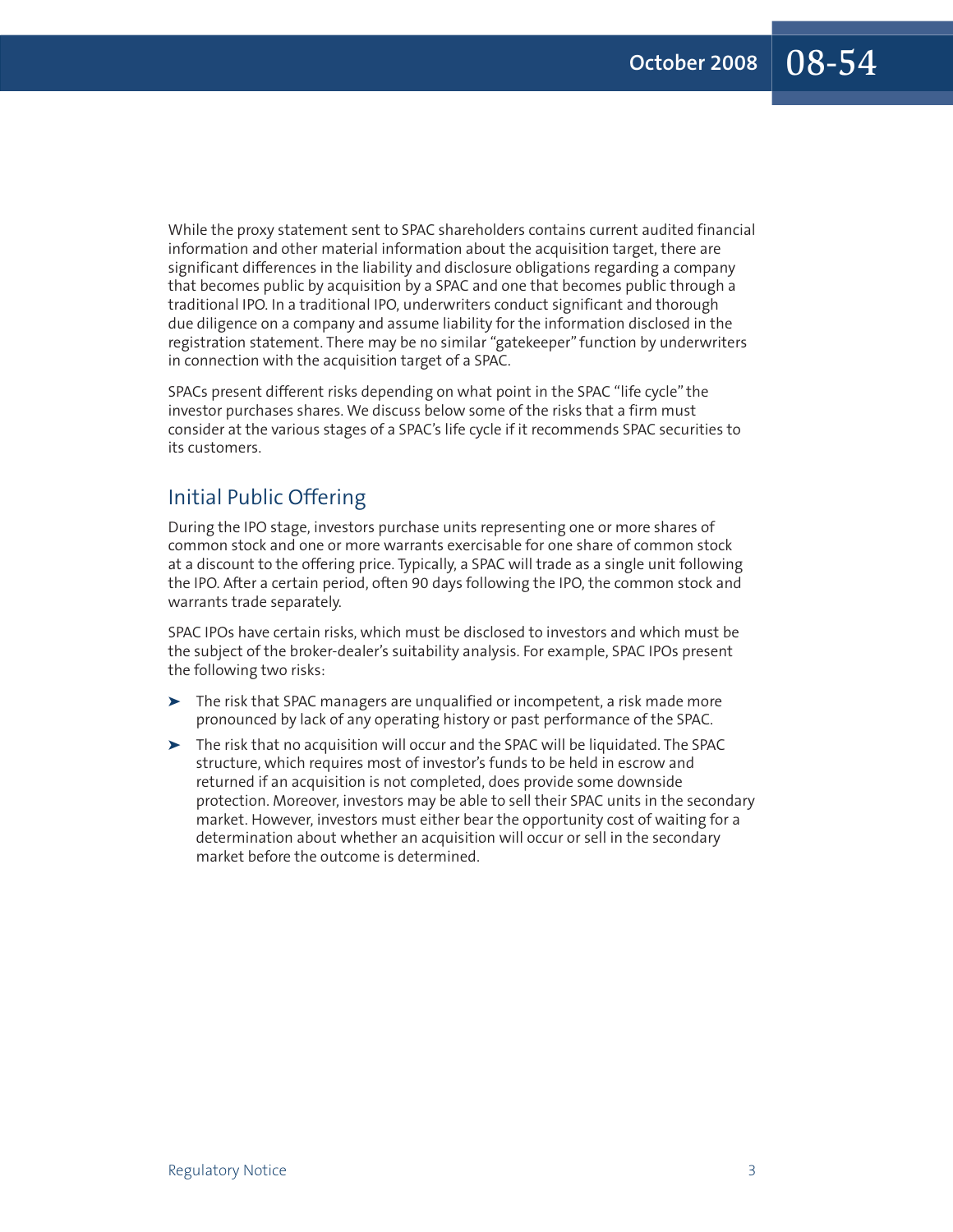While the proxy statement sent to SPAC shareholders contains current audited financial information and other material information about the acquisition target, there are significant differences in the liability and disclosure obligations regarding a company that becomes public by acquisition by a SPAC and one that becomes public through a traditional IPO. In a traditional IPO, underwriters conduct significant and thorough due diligence on a company and assume liability for the information disclosed in the registration statement. There may be no similar "gatekeeper" function by underwriters in connection with the acquisition target of a SPAC.

SPACs present different risks depending on what point in the SPAC "life cycle" the investor purchases shares. We discuss below some of the risks that a firm must consider at the various stages of a SPAC's life cycle if it recommends SPAC securities to its customers.

## Initial Public Offering

During the IPO stage, investors purchase units representing one or more shares of common stock and one or more warrants exercisable for one share of common stock at a discount to the offering price. Typically, a SPAC will trade as a single unit following the IPO. After a certain period, often 90 days following the IPO, the common stock and warrants trade separately.

SPAC IPOs have certain risks, which must be disclosed to investors and which must be the subject of the broker-dealer's suitability analysis. For example, SPAC IPOs present the following two risks:

- The risk that SPAC managers are unqualified or incompetent, a risk made more pronounced by lack of any operating history or past performance of the SPAC.
- The risk that no acquisition will occur and the SPAC will be liquidated. The SPAC structure, which requires most of investor's funds to be held in escrow and returned if an acquisition is not completed, does provide some downside protection. Moreover, investors may be able to sell their SPAC units in the secondary market. However, investors must either bear the opportunity cost of waiting for a determination about whether an acquisition will occur or sell in the secondary market before the outcome is determined.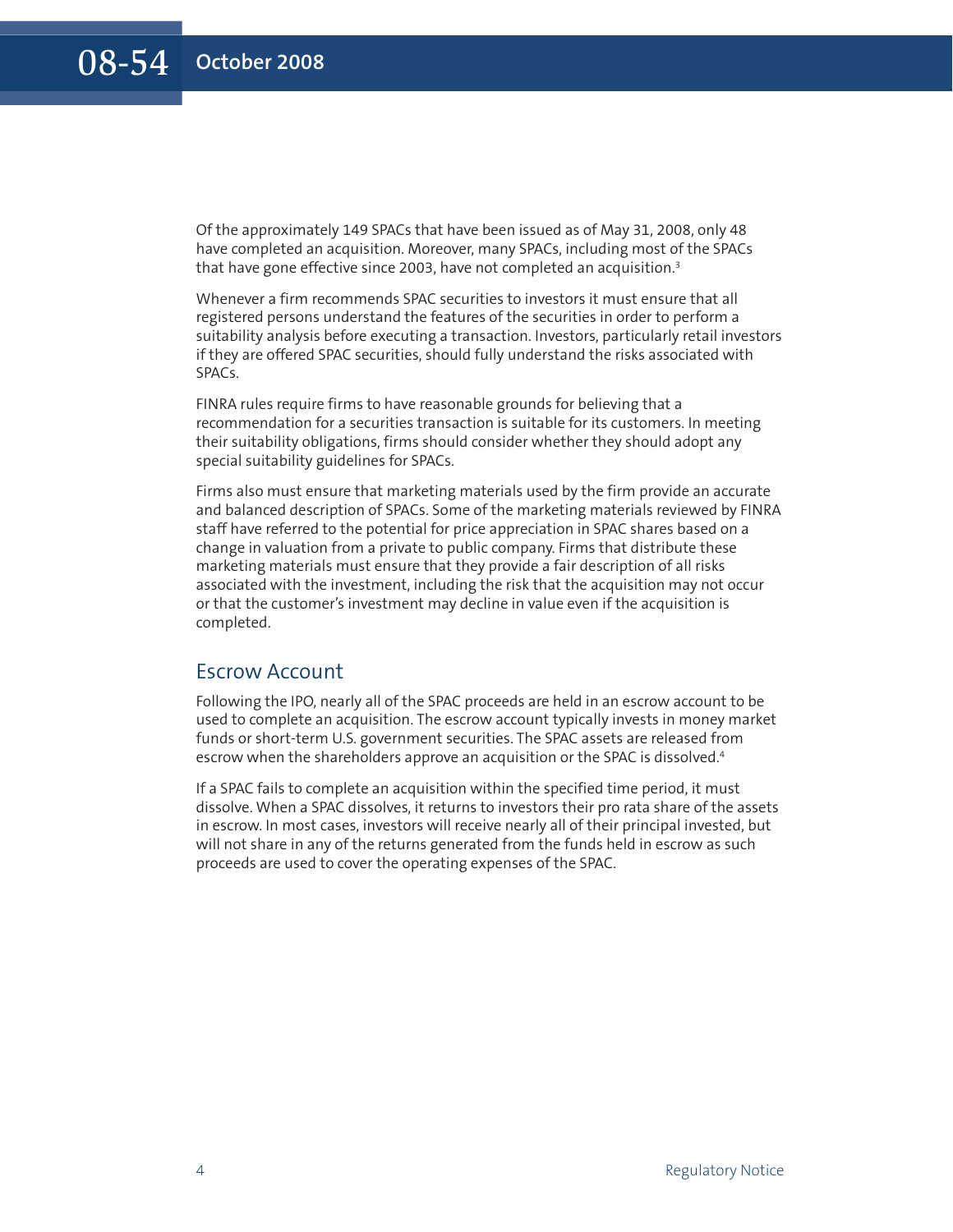Of the approximately 149 SPACs that have been issued as of May 31, 2008, only 48 have completed an acquisition. Moreover, many SPACs, including most of the SPACs that have gone effective since 2003, have not completed an acquisition.[3]

Whenever a firm recommends SPAC securities to investors it must ensure that all registered persons understand the features of the securities in order to perform a suitability analysis before executing a transaction. Investors, particularly retail investors if they are offered SPAC securities, should fully understand the risks associated with SPACs.

FINRA rules require firms to have reasonable grounds for believing that a recommendation for a securities transaction is suitable for its customers. In meeting their suitability obligations, firms should consider whether they should adopt any special suitability guidelines for SPACs.

Firms also must ensure that marketing materials used by the firm provide an accurate and balanced description of SPACs. Some of the marketing materials reviewed by FINRA staff have referred to the potential for price appreciation in SPAC shares based on a change in valuation from a private to public company. Firms that distribute these marketing materials must ensure that they provide a fair description of all risks associated with the investment, including the risk that the acquisition may not occur or that the customer's investment may decline in value even if the acquisition is completed.

## Escrow Account

Following the IPO, nearly all of the SPAC proceeds are held in an escrow account to be used to complete an acquisition. The escrow account typically invests in money market funds or short-term U.S. government securities. The SPAC assets are released from escrow when the shareholders approve an acquisition or the SPAC is dissolved.[4]

If a SPAC fails to complete an acquisition within the specified time period, it must dissolve. When a SPAC dissolves, it returns to investors their pro rata share of the assets in escrow. In most cases, investors will receive nearly all of their principal invested, but will not share in any of the returns generated from the funds held in escrow as such proceeds are used to cover the operating expenses of the SPAC.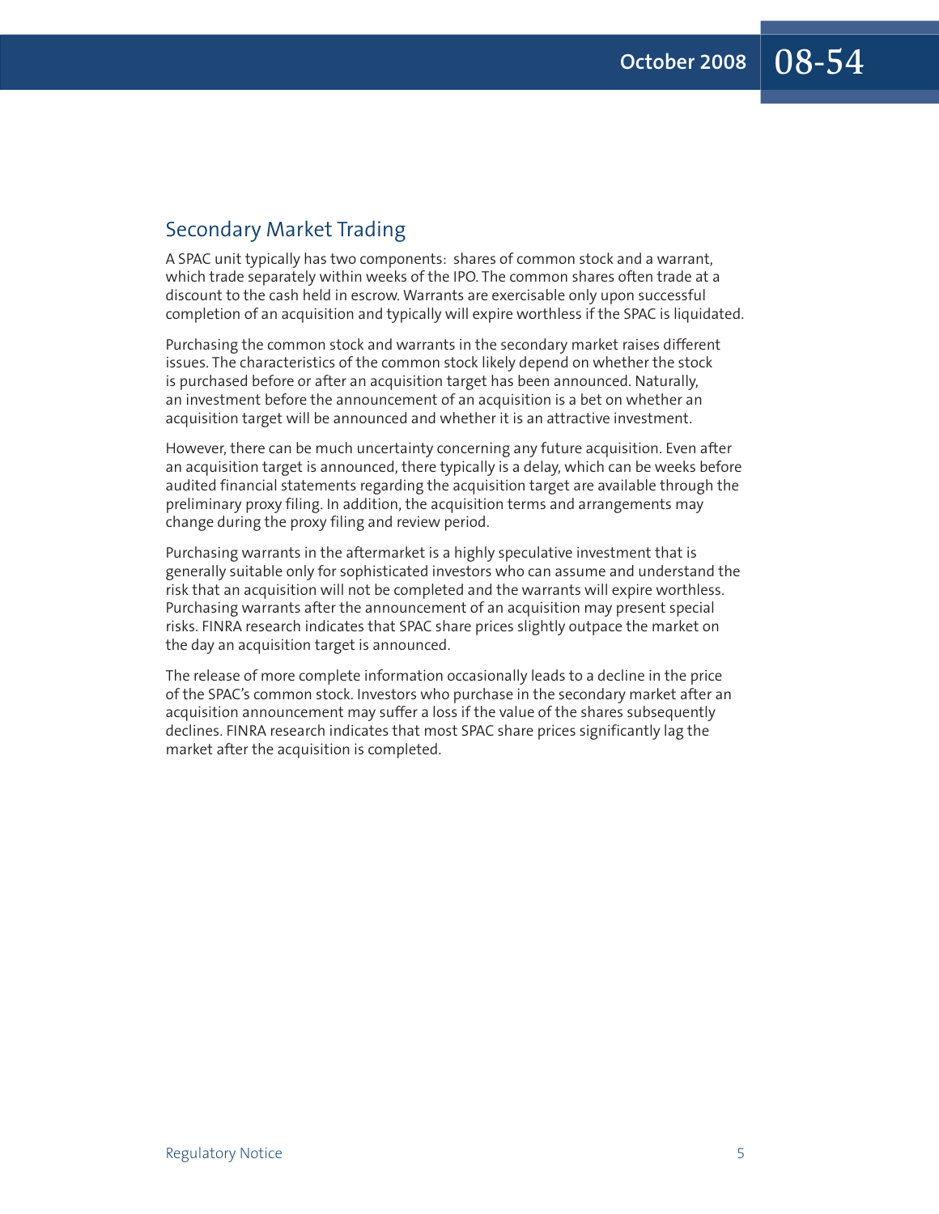## Secondary Market Trading

A SPAC unit typically has two components: shares of common stock and a warrant, which trade separately within weeks of the IPO. The common shares often trade at a discount to the cash held in escrow. Warrants are exercisable only upon successful completion of an acquisition and typically will expire worthless if the SPAC is liquidated.

Purchasing the common stock and warrants in the secondary market raises different issues. The characteristics of the common stock likely depend on whether the stock is purchased before or after an acquisition target has been announced. Naturally, an investment before the announcement of an acquisition is a bet on whether an acquisition target will be announced and whether it is an attractive investment.

However, there can be much uncertainty concerning any future acquisition. Even after an acquisition target is announced, there typically is a delay, which can be weeks before audited financial statements regarding the acquisition target are available through the preliminary proxy filing. In addition, the acquisition terms and arrangements may change during the proxy filing and review period.

Purchasing warrants in the aftermarket is a highly speculative investment that is generally suitable only for sophisticated investors who can assume and understand the risk that an acquisition will not be completed and the warrants will expire worthless. Purchasing warrants after the announcement of an acquisition may present special risks. FINRA research indicates that SPAC share prices slightly outpace the market on the day an acquisition target is announced.

The release of more complete information occasionally leads to a decline in the price of the SPAC's common stock. Investors who purchase in the secondary market after an acquisition announcement may suffer a loss if the value of the shares subsequently declines. FINRA research indicates that most SPAC share prices significantly lag the market after the acquisition is completed.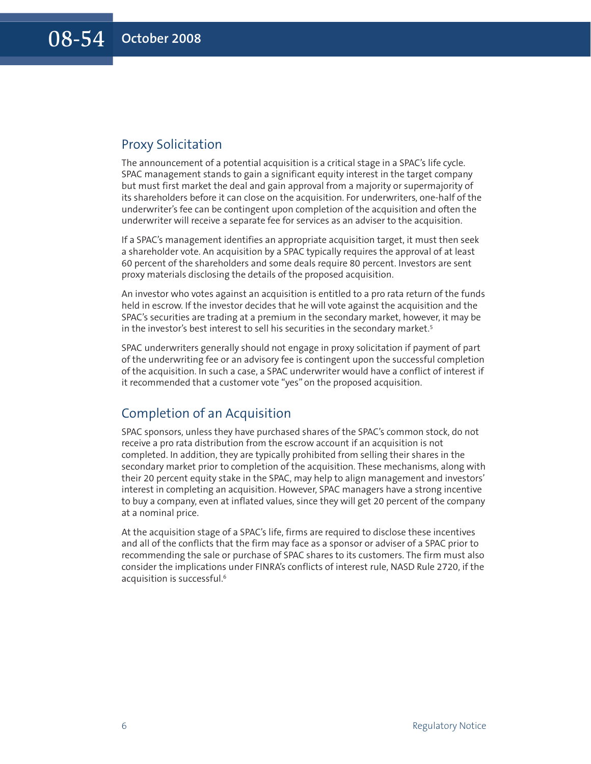## Proxy Solicitation

The announcement of a potential acquisition is a critical stage in a SPAC's life cycle. SPAC management stands to gain a significant equity interest in the target company but must first market the deal and gain approval from a majority or supermajority of its shareholders before it can close on the acquisition. For underwriters, one-half of the underwriter's fee can be contingent upon completion of the acquisition and often the underwriter will receive a separate fee for services as an adviser to the acquisition.

If a SPAC's management identifies an appropriate acquisition target, it must then seek a shareholder vote. An acquisition by a SPAC typically requires the approval of at least 60 percent of the shareholders and some deals require 80 percent. Investors are sent proxy materials disclosing the details of the proposed acquisition.

An investor who votes against an acquisition is entitled to a pro rata return of the funds held in escrow. If the investor decides that he will vote against the acquisition and the SPAC's securities are trading at a premium in the secondary market, however, it may be in the investor's best interest to sell his securities in the secondary market.[5]

SPAC underwriters generally should not engage in proxy solicitation if payment of part of the underwriting fee or an advisory fee is contingent upon the successful completion of the acquisition. In such a case, a SPAC underwriter would have a conflict of interest if it recommended that a customer vote "yes" on the proposed acquisition.

## Completion of an Acquisition

SPAC sponsors, unless they have purchased shares of the SPAC's common stock, do not receive a pro rata distribution from the escrow account if an acquisition is not completed. In addition, they are typically prohibited from selling their shares in the secondary market prior to completion of the acquisition. These mechanisms, along with their 20 percent equity stake in the SPAC, may help to align management and investors' interest in completing an acquisition. However, SPAC managers have a strong incentive to buy a company, even at inflated values, since they will get 20 percent of the company at a nominal price.

At the acquisition stage of a SPAC's life, firms are required to disclose these incentives and all of the conflicts that the firm may face as a sponsor or adviser of a SPAC prior to recommending the sale or purchase of SPAC shares to its customers. The firm must also consider the implications under FINRA's conflicts of interest rule, NASD Rule 2720, if the acquisition is successful.[6]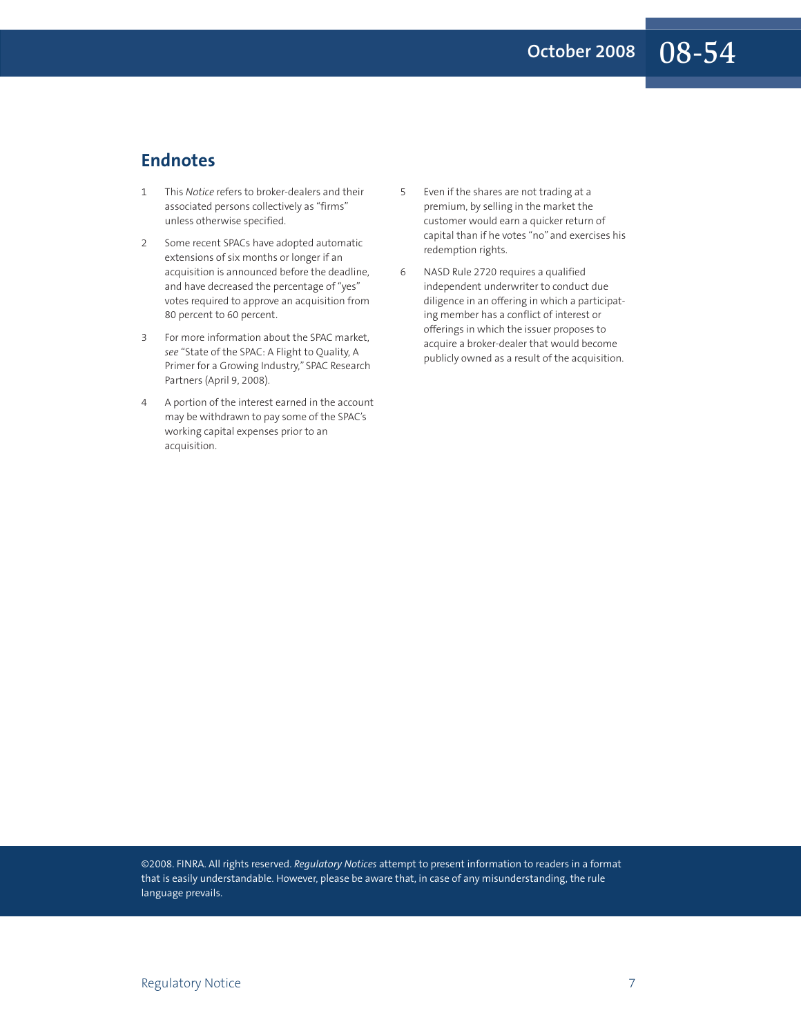## Endnotes

1. This *Notice* refers to broker-dealers and their associated persons collectively as "firms" unless otherwise specified.

2. Some recent SPACs have adopted automatic extensions of six months or longer if an acquisition is announced before the deadline, and have decreased the percentage of "yes" votes required to approve an acquisition from 80 percent to 60 percent.

3. For more information about the SPAC market, *see* "State of the SPAC: A Flight to Quality, A Primer for a Growing Industry," SPAC Research Partners (April 9, 2008).

4. A portion of the interest earned in the account may be withdrawn to pay some of the SPAC's working capital expenses prior to an acquisition.

5. Even if the shares are not trading at a premium, by selling in the market the customer would earn a quicker return of capital than if he votes "no" and exercises his redemption rights.

6. NASD Rule 2720 requires a qualified independent underwriter to conduct due diligence in an offering in which a participating member has a conflict of interest or offerings in which the issuer proposes to acquire a broker-dealer that would become publicly owned as a result of the acquisition.

©2008. FINRA. All rights reserved. *Regulatory Notices* attempt to present information to readers in a format that is easily understandable. However, please be aware that, in case of any misunderstanding, the rule language prevails.